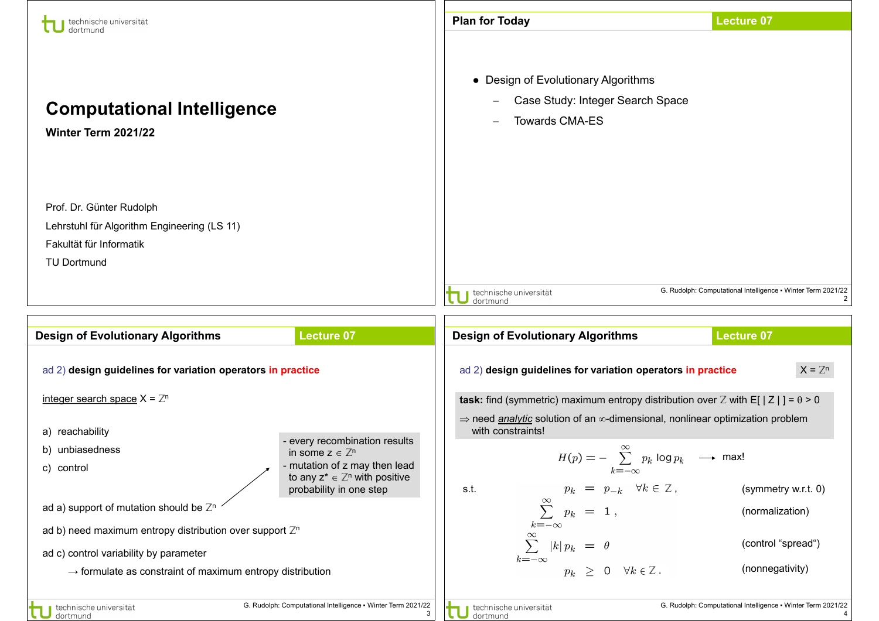# Computational Intelligence

**Winter Term 2021/22**

Prof. Dr. Günter Rudolph

Lehrstuhl für Algorithm Engineering (LS 11)

Fakultät für Informatik

TU Dortmund

## Plan for Today

- Design of Evolutionary Algorithms
  - Case Study: Integer Search Space
  - Towards CMA-ES

## Design of Evolutionary Algorithms

ad 2) **design guidelines for variation operators in practice**

integer search space $X = \mathbb{Z}^n$

a) reachability

b) unbiasedness

c) control

ad a) support of mutation should be $\mathbb{Z}^n$

- every recombination results in some $z \in \mathbb{Z}^n$
- mutation of z may then lead to any $z^* \in \mathbb{Z}^n$ with positive probability in one step

ad b) need maximum entropy distribution over support $\mathbb{Z}^n$

ad c) control variability by parameter

→ formulate as constraint of maximum entropy distribution

## Design of Evolutionary Algorithms

ad 2) **design guidelines for variation operators in practice** $X = \mathbb{Z}^n$

**task:** find (symmetric) maximum entropy distribution over $\mathbb{Z}$ with $E[\,|Z|\,] = \theta > 0$

⇒ need *analytic* solution of an ∞-dimensional, nonlinear optimization problem with constraints!

$$H(p) = -\sum_{k=-\infty}^{\infty} p_k \log p_k \longrightarrow \text{max!}$$

s.t.

$$p_k = p_{-k} \quad \forall k \in \mathbb{Z}\,, \qquad \text{(symmetry w.r.t. 0)}$$

$$\sum_{k=-\infty}^{\infty} p_k = 1\,, \qquad \text{(normalization)}$$

$$\sum_{k=-\infty}^{\infty} |k|\, p_k = \theta \qquad \text{(control “spread“)}$$

$$p_k \geq 0 \quad \forall k \in \mathbb{Z}\,. \qquad \text{(nonnegativity)}$$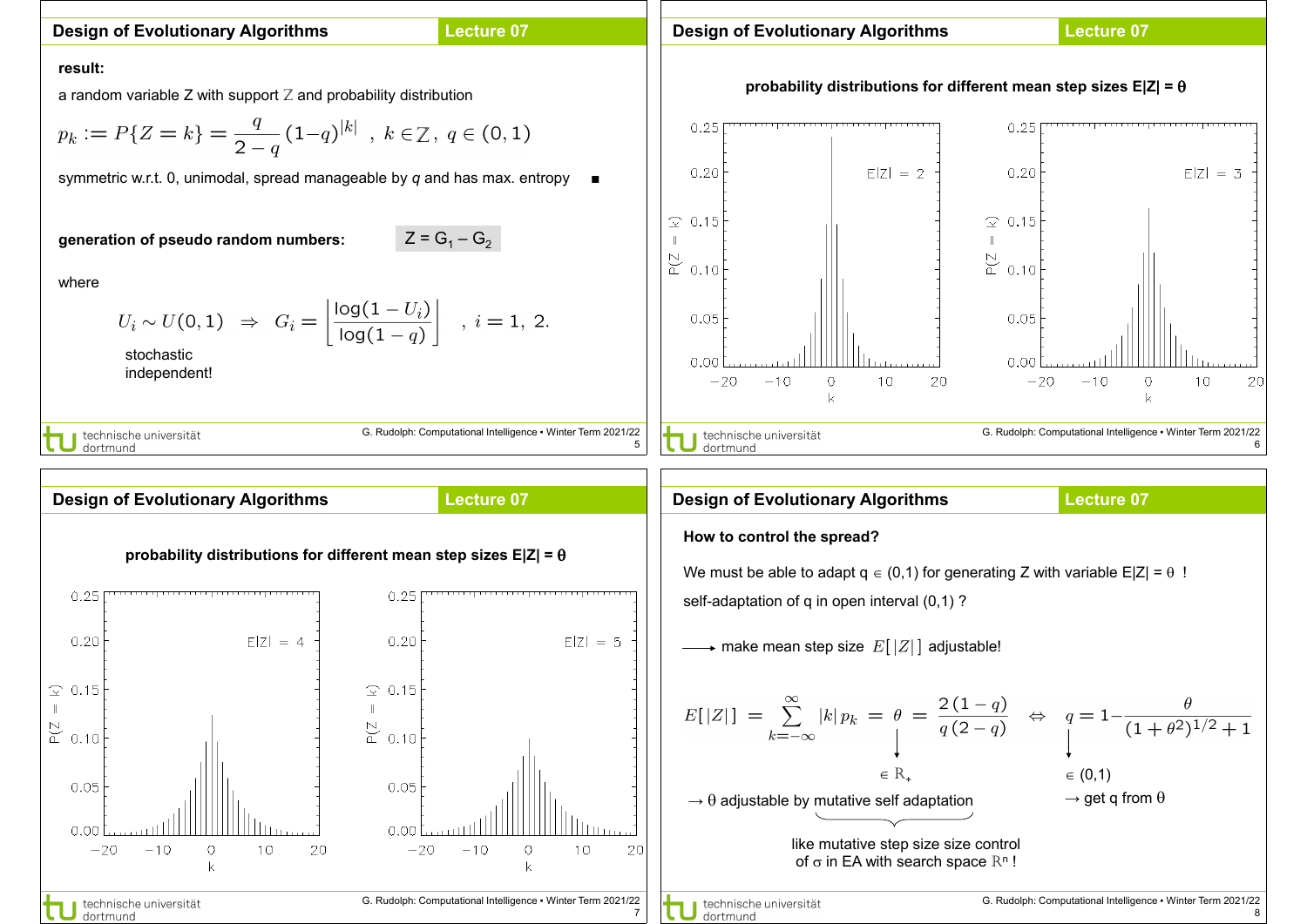## Design of Evolutionary Algorithms — Lecture 07

**result:**

a random variable Z with support $\mathbb{Z}$ and probability distribution

$$p_k := P\{Z = k\} = \frac{q}{2-q}(1-q)^{|k|} \;\;,\; k \in \mathbb{Z},\; q \in (0,1)$$

symmetric w.r.t. 0, unimodal, spread manageable by *q* and has max. entropy ■

**generation of pseudo random numbers:** $Z = G_1 - G_2$

where

$$U_i \sim U(0,1) \;\Rightarrow\; G_i = \left\lfloor \frac{\log(1-U_i)}{\log(1-q)} \right\rfloor \;\;,\; i = 1,\, 2.$$

stochastic independent!

## Design of Evolutionary Algorithms — Lecture 07

**probability distributions for different mean step sizes E|Z| = θ**

E|Z| = 2

E|Z| = 3

## Design of Evolutionary Algorithms — Lecture 07

**probability distributions for different mean step sizes E|Z| = θ**

E|Z| = 4

E|Z| = 5

## Design of Evolutionary Algorithms — Lecture 07

**How to control the spread?**

We must be able to adapt $q \in (0,1)$ for generating Z with variable $E|Z| = \theta$ !

self-adaptation of q in open interval (0,1) ?

⟶ make mean step size $E[\,|Z|\,]$ adjustable!

$$E[\,|Z|\,] = \sum_{k=-\infty}^{\infty} |k|\, p_k = \theta = \frac{2\,(1-q)}{q\,(2-q)} \;\Leftrightarrow\; q = 1 - \frac{\theta}{(1+\theta^2)^{1/2}+1}$$

$\theta \in \mathbb{R}_+$ → θ adjustable by mutative self adaptation

$q \in (0,1)$ → get q from θ

like mutative step size size control of σ in EA with search space $\mathbb{R}^n$ !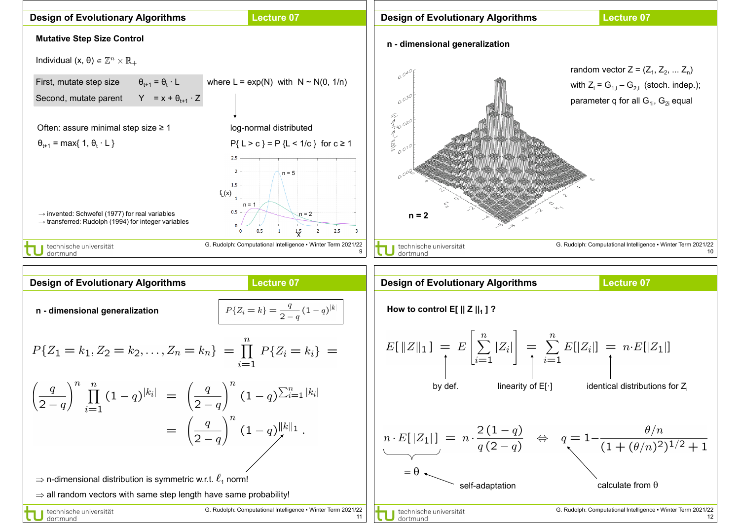## Design of Evolutionary Algorithms — Lecture 07

### Mutative Step Size Control

Individual $(x, \theta) \in \mathbb{Z}^n \times \mathbb{R}_+$

| | |
|---|---|
| First, mutate step size | $\theta_{t+1} = \theta_t \cdot L$ |
| Second, mutate parent | $Y = x + \theta_{t+1} \cdot Z$ |

where $L = \exp(N)$ with $N \sim N(0, 1/n)$

→ log-normal distributed

$P\{ L > c \} = P\{ L < 1/c \}$ for $c \geq 1$

Often: assure minimal step size ≥ 1

$\theta_{t+1} = \max\{ 1, \theta_t \cdot L \}$

→ invented: Schwefel (1977) for real variables
→ transferred: Rudolph (1994) for integer variables

## Design of Evolutionary Algorithms — Lecture 07

### n - dimensional generalization

random vector $Z = (Z_1, Z_2, \ldots Z_n)$

with $Z_i = G_{1,i} - G_{2,i}$ (stoch. indep.);

parameter $q$ for all $G_{1i}, G_{2i}$ equal

n = 2

## Design of Evolutionary Algorithms — Lecture 07

### n - dimensional generalization

$$P\{Z_i = k\} = \frac{q}{2-q}(1-q)^{|k|}$$

$$P\{Z_1 = k_1, Z_2 = k_2, \ldots, Z_n = k_n\} = \prod_{i=1}^{n} P\{Z_i = k_i\} =$$

$$\left(\frac{q}{2-q}\right)^n \prod_{i=1}^{n}(1-q)^{|k_i|} = \left(\frac{q}{2-q}\right)^n (1-q)^{\sum_{i=1}^{n}|k_i|}$$

$$= \left(\frac{q}{2-q}\right)^n (1-q)^{\|k\|_1} .$$

⇒ n-dimensional distribution is symmetric w.r.t. $\ell_1$ norm!

⇒ all random vectors with same step length have same probability!

## Design of Evolutionary Algorithms — Lecture 07

### How to control $E[\, \|Z\|_1 \,]$ ?

$$E[\|Z\|_1] = E\left[\sum_{i=1}^{n}|Z_i|\right] = \sum_{i=1}^{n} E[|Z_i|] = n \cdot E[|Z_1|]$$

by def. — linearity of $E[\cdot]$ — identical distributions for $Z_i$

$$\underbrace{n \cdot E[\,|Z_1|\,]}_{=\,\theta} = n \cdot \frac{2\,(1-q)}{q\,(2-q)} \quad \Leftrightarrow \quad q = 1 - \frac{\theta/n}{(1+(\theta/n)^2)^{1/2}+1}$$

$= \theta$ ← self-adaptation

calculate from $\theta$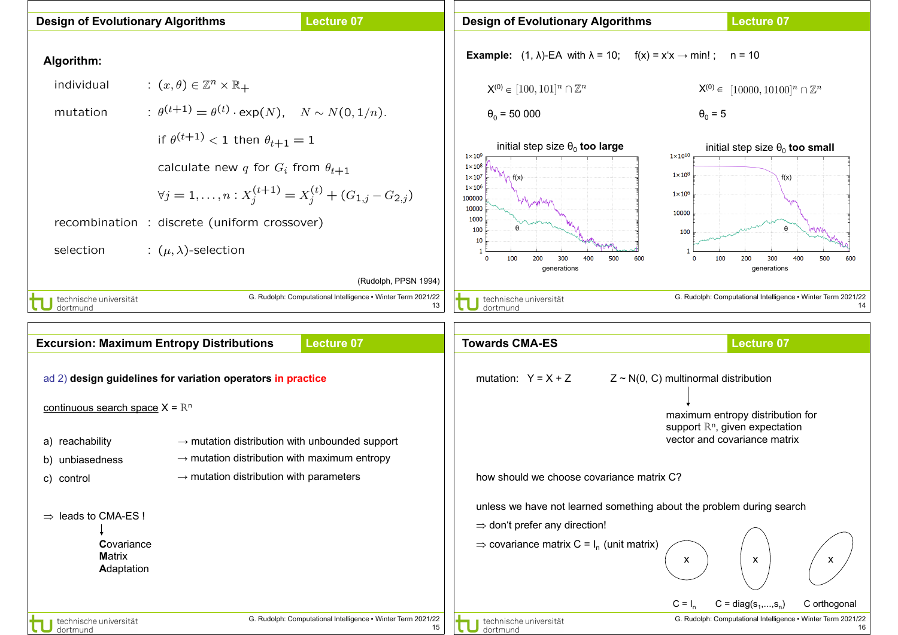## Design of Evolutionary Algorithms — Lecture 07

**Algorithm:**

individual : $(x, \theta) \in \mathbb{Z}^n \times \mathbb{R}_+$

mutation : $\theta^{(t+1)} = \theta^{(t)} \cdot \exp(N), \quad N \sim N(0, 1/n).$

if $\theta^{(t+1)} < 1$ then $\theta_{t+1} = 1$

calculate new $q$ for $G_i$ from $\theta_{t+1}$

$\forall j = 1, \ldots, n : X_j^{(t+1)} = X_j^{(t)} + (G_{1,j} - G_{2,j})$

recombination : discrete (uniform crossover)

selection : $(\mu, \lambda)$-selection

(Rudolph, PPSN 1994)

## Design of Evolutionary Algorithms — Lecture 07

**Example:** (1, λ)-EA with λ = 10; f(x) = x'x → min! ; n = 10

$X^{(0)} \in [100, 101]^n \cap \mathbb{Z}^n$

$\theta_0$ = 50 000

initial step size $\theta_0$ **too large**

$X^{(0)} \in [10000, 10100]^n \cap \mathbb{Z}^n$

$\theta_0$ = 5

initial step size $\theta_0$ **too small**

## Excursion: Maximum Entropy Distributions — Lecture 07

ad 2) **design guidelines for variation operators in practice**

continuous search space X = $\mathbb{R}^n$

a) reachability → mutation distribution with unbounded support

b) unbiasedness → mutation distribution with maximum entropy

c) control → mutation distribution with parameters

⇒ leads to CMA-ES !

**C**ovariance
**M**atrix
**A**daptation

## Towards CMA-ES — Lecture 07

mutation: Y = X + Z     Z ~ N(0, C) multinormal distribution

↓

maximum entropy distribution for support $\mathbb{R}^n$, given expectation vector and covariance matrix

how should we choose covariance matrix C?

unless we have not learned something about the problem during search

⇒ don't prefer any direction!

⇒ covariance matrix C = $I_n$ (unit matrix)

C = $I_n$     C = diag($s_1$,...,$s_n$)     C orthogonal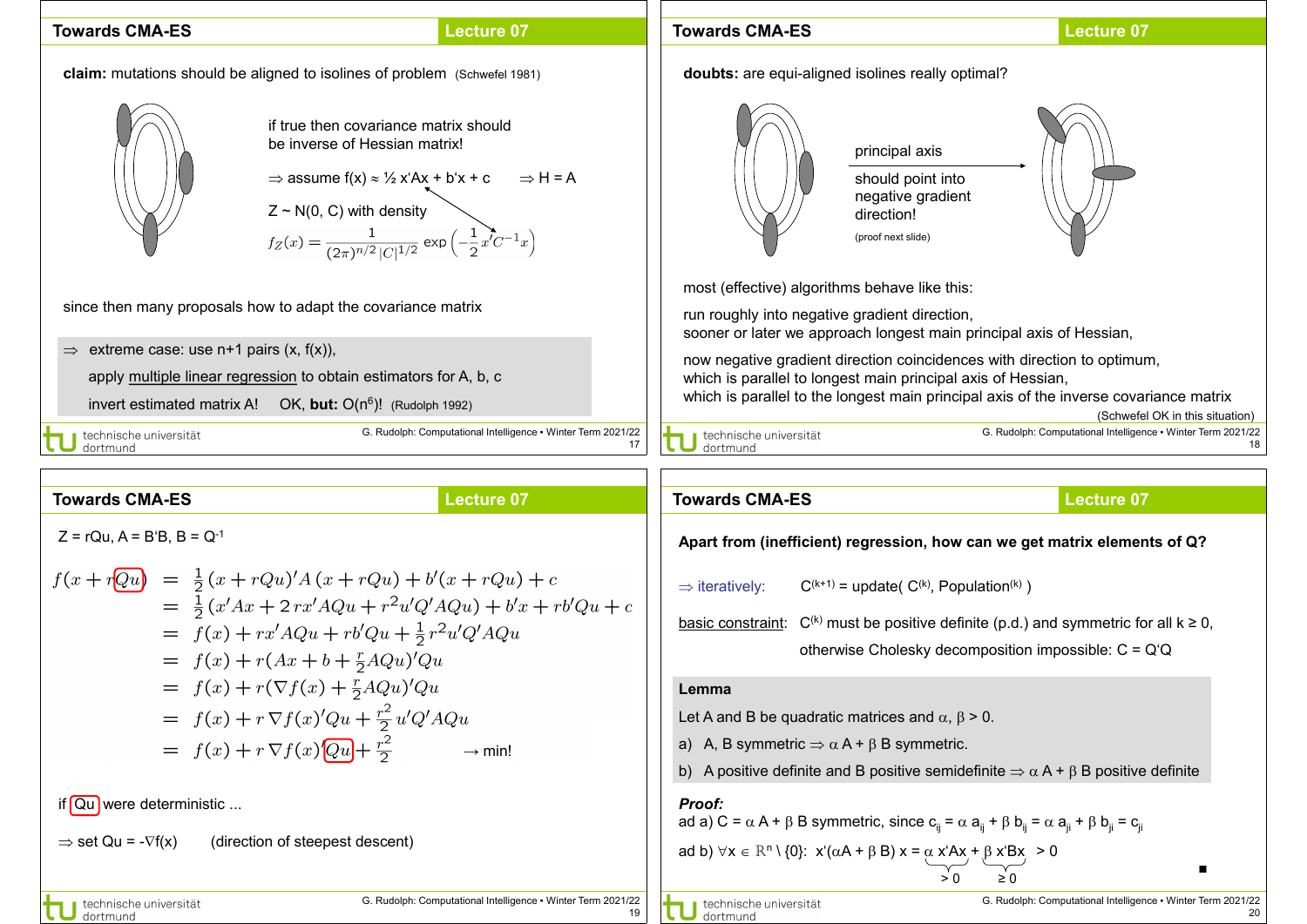## Towards CMA-ES

**claim:** mutations should be aligned to isolines of problem (Schwefel 1981)

if true then covariance matrix should be inverse of Hessian matrix!

⇒ assume $f(x) \approx ½\, x'Ax + b'x + c$ ⇒ $H = A$

$Z \sim N(0, C)$ with density

$$f_Z(x) = \frac{1}{(2\pi)^{n/2}\,|C|^{1/2}} \exp\left(-\frac{1}{2} x' C^{-1} x\right)$$

since then many proposals how to adapt the covariance matrix

⇒ extreme case: use n+1 pairs (x, f(x)),

apply multiple linear regression to obtain estimators for A, b, c

invert estimated matrix A! OK, **but:** $O(n^6)$! (Rudolph 1992)

## Towards CMA-ES

**doubts:** are equi-aligned isolines really optimal?

principal axis should point into negative gradient direction!

(proof next slide)

most (effective) algorithms behave like this:

run roughly into negative gradient direction, sooner or later we approach longest main principal axis of Hessian,

now negative gradient direction coincidences with direction to optimum, which is parallel to longest main principal axis of Hessian, which is parallel to the longest main principal axis of the inverse covariance matrix

(Schwefel OK in this situation)

## Towards CMA-ES

$Z = rQu$, $A = B'B$, $B = Q^{-1}$

$$
\begin{aligned}
f(x + rQu) &= \tfrac{1}{2}(x + rQu)'A\,(x + rQu) + b'(x + rQu) + c \\
&= \tfrac{1}{2}(x'Ax + 2\,rx'AQu + r^2u'Q'AQu) + b'x + rb'Qu + c \\
&= f(x) + rx'AQu + rb'Qu + \tfrac{1}{2}r^2u'Q'AQu \\
&= f(x) + r(Ax + b + \tfrac{r}{2}AQu)'Qu \\
&= f(x) + r(\nabla f(x) + \tfrac{r}{2}AQu)'Qu \\
&= f(x) + r\,\nabla f(x)'Qu + \tfrac{r^2}{2}\,u'Q'AQu \\
&= f(x) + r\,\nabla f(x)'Qu + \tfrac{r^2}{2} \qquad \rightarrow \text{min!}
\end{aligned}
$$

if $Qu$ were deterministic ...

⇒ set $Qu = -\nabla f(x)$ (direction of steepest descent)

## Towards CMA-ES

**Apart from (inefficient) regression, how can we get matrix elements of Q?**

⇒ iteratively: $C^{(k+1)} = \text{update}(C^{(k)}, \text{Population}^{(k)})$

basic constraint: $C^{(k)}$ must be positive definite (p.d.) and symmetric for all $k \geq 0$,

otherwise Cholesky decomposition impossible: $C = Q'Q$

**Lemma**

Let A and B be quadratic matrices and $\alpha, \beta > 0$.

a) A, B symmetric ⇒ $\alpha A + \beta B$ symmetric.

b) A positive definite and B positive semidefinite ⇒ $\alpha A + \beta B$ positive definite

***Proof:***

ad a) $C = \alpha A + \beta B$ symmetric, since $c_{ij} = \alpha a_{ij} + \beta b_{ij} = \alpha a_{ji} + \beta b_{ji} = c_{ji}$

ad b) $\forall x \in \mathbb{R}^n \setminus \{0\}$: $x'(\alpha A + \beta B)\,x = \underbrace{\alpha\, x'Ax}_{>0} + \underbrace{\beta\, x'Bx}_{\geq 0} > 0$ ■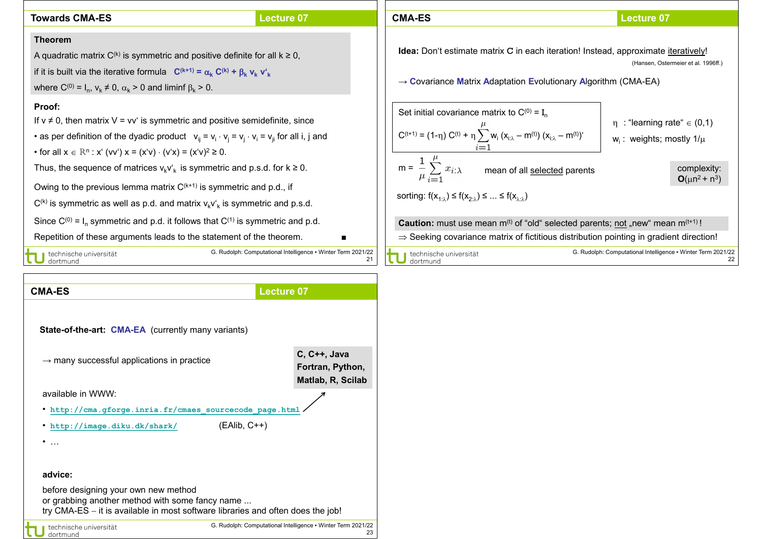## Towards CMA-ES

**Theorem**

A quadratic matrix $C^{(k)}$ is symmetric and positive definite for all $k \geq 0$,

if it is built via the iterative formula $C^{(k+1)} = \alpha_k C^{(k)} + \beta_k v_k v'_k$

where $C^{(0)} = I_n$, $v_k \neq 0$, $\alpha_k > 0$ and liminf $\beta_k > 0$.

**Proof:**

If $v \neq 0$, then matrix $V = vv'$ is symmetric and positive semidefinite, since

- as per definition of the dyadic product $v_{ij} = v_i \cdot v_j = v_j \cdot v_i = v_{ji}$ for all i, j and
- for all $x \in \mathbb{R}^n$ : $x' (vv') x = (x'v) \cdot (v'x) = (x'v)^2 \geq 0$.

Thus, the sequence of matrices $v_k v'_k$ is symmetric and p.s.d. for $k \geq 0$.

Owing to the previous lemma matrix $C^{(k+1)}$ is symmetric and p.d., if

$C^{(k)}$ is symmetric as well as p.d. and matrix $v_k v'_k$ is symmetric and p.s.d.

Since $C^{(0)} = I_n$ symmetric and p.d. it follows that $C^{(1)}$ is symmetric and p.d.

Repetition of these arguments leads to the statement of the theorem. ■

## CMA-ES

**Idea:** Don't estimate matrix **C** in each iteration! Instead, approximate iteratively!

(Hansen, Ostermeier et al. 1996ff.)

→ **C**ovariance **M**atrix **A**daptation **E**volutionary **A**lgorithm (CMA-EA)

Set initial covariance matrix to $C^{(0)} = I_n$

$$C^{(t+1)} = (1-\eta)\, C^{(t)} + \eta \sum_{i=1}^{\mu} w_i\, (x_{i:\lambda} - m^{(t)})\, (x_{i:\lambda} - m^{(t)})'$$

$\eta$ : "learning rate" $\in (0,1)$

$w_i$ : weights; mostly $1/\mu$

$$m = \frac{1}{\mu} \sum_{i=1}^{\mu} x_{i:\lambda}$$

mean of all selected parents

complexity: $O(\mu n^2 + n^3)$

sorting: $f(x_{1:\lambda}) \leq f(x_{2:\lambda}) \leq \ldots \leq f(x_{\lambda:\lambda})$

**Caution:** must use mean $m^{(t)}$ of "old" selected parents; not „new" mean $m^{(t+1)}$!

⇒ Seeking covariance matrix of fictitious distribution pointing in gradient direction!

## CMA-ES

**State-of-the-art:** **CMA-EA** (currently many variants)

→ many successful applications in practice

available in WWW:

- http://cma.gforge.inria.fr/cmaes_sourcecode_page.html
- http://image.diku.dk/shark/ (EAlib, C++)
- …

**C, C++, Java**
**Fortran, Python,**
**Matlab, R, Scilab**

**advice:**

before designing your own new method
or grabbing another method with some fancy name ...
try CMA-ES – it is available in most software libraries and often does the job!